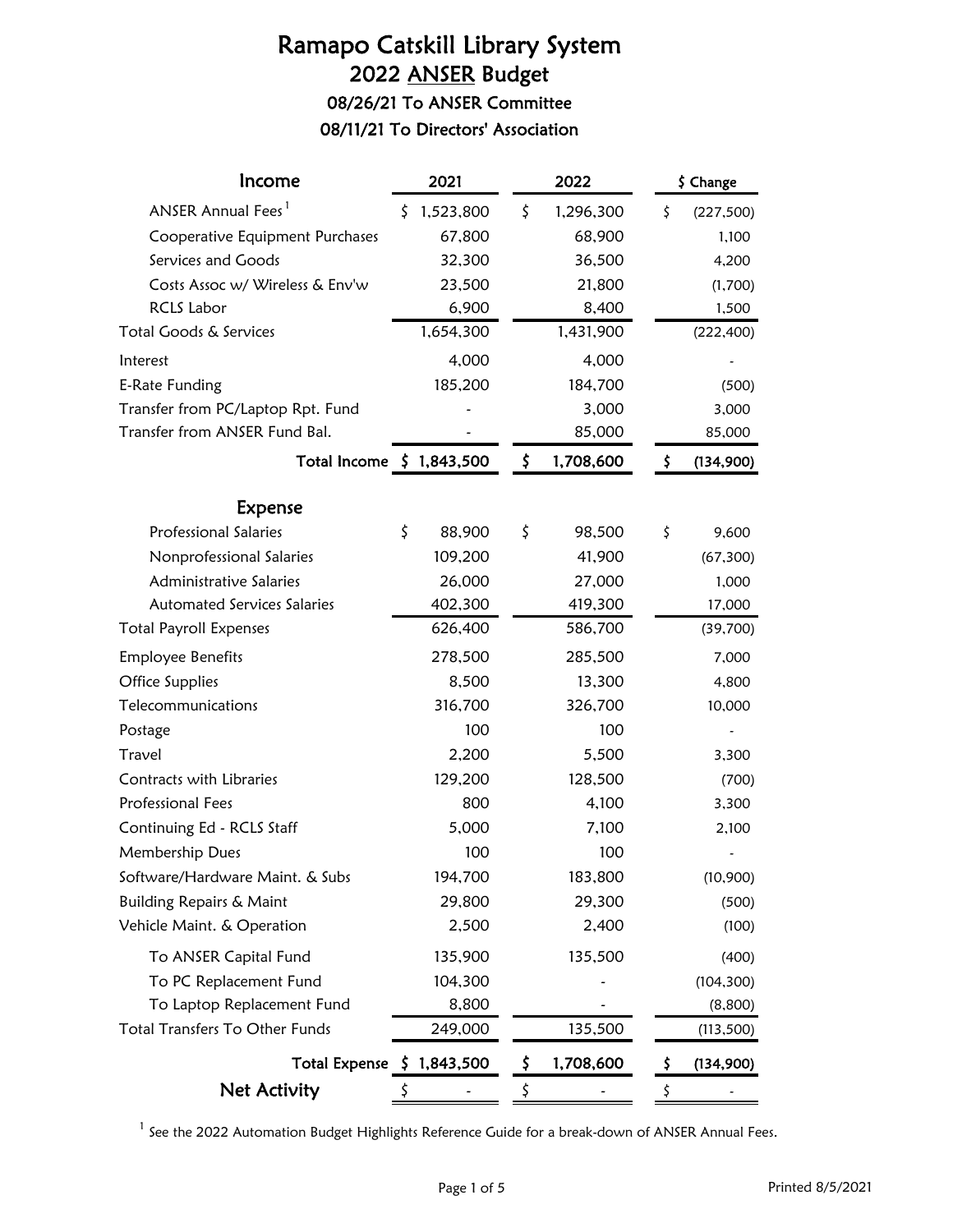# Ramapo Catskill Library System

## 2022 ANSER Budget

### 08/26/21 To ANSER Committee

### 08/11/21 To Directors' Association

| Income | 2021 | 2022 | $ Change |
|---|---|---|---|
| ANSER Annual Fees [1] | $ 1,523,800 | $ 1,296,300 | $ (227,500) |
| Cooperative Equipment Purchases | 67,800 | 68,900 | 1,100 |
| Services and Goods | 32,300 | 36,500 | 4,200 |
| Costs Assoc w/ Wireless & Env'w | 23,500 | 21,800 | (1,700) |
| RCLS Labor | 6,900 | 8,400 | 1,500 |
| Total Goods & Services | 1,654,300 | 1,431,900 | (222,400) |
| Interest | 4,000 | 4,000 | - |
| E-Rate Funding | 185,200 | 184,700 | (500) |
| Transfer from PC/Laptop Rpt. Fund | - | 3,000 | 3,000 |
| Transfer from ANSER Fund Bal. | - | 85,000 | 85,000 |
| **Total Income** | **$ 1,843,500** | **$ 1,708,600** | **$ (134,900)** |

| Expense | 2021 | 2022 | $ Change |
|---|---|---|---|
| Professional Salaries | $ 88,900 | $ 98,500 | $ 9,600 |
| Nonprofessional Salaries | 109,200 | 41,900 | (67,300) |
| Administrative Salaries | 26,000 | 27,000 | 1,000 |
| Automated Services Salaries | 402,300 | 419,300 | 17,000 |
| Total Payroll Expenses | 626,400 | 586,700 | (39,700) |
| Employee Benefits | 278,500 | 285,500 | 7,000 |
| Office Supplies | 8,500 | 13,300 | 4,800 |
| Telecommunications | 316,700 | 326,700 | 10,000 |
| Postage | 100 | 100 | - |
| Travel | 2,200 | 5,500 | 3,300 |
| Contracts with Libraries | 129,200 | 128,500 | (700) |
| Professional Fees | 800 | 4,100 | 3,300 |
| Continuing Ed - RCLS Staff | 5,000 | 7,100 | 2,100 |
| Membership Dues | 100 | 100 | - |
| Software/Hardware Maint. & Subs | 194,700 | 183,800 | (10,900) |
| Building Repairs & Maint | 29,800 | 29,300 | (500) |
| Vehicle Maint. & Operation | 2,500 | 2,400 | (100) |
| To ANSER Capital Fund | 135,900 | 135,500 | (400) |
| To PC Replacement Fund | 104,300 | - | (104,300) |
| To Laptop Replacement Fund | 8,800 | - | (8,800) |
| Total Transfers To Other Funds | 249,000 | 135,500 | (113,500) |
| **Total Expense** | **$ 1,843,500** | **$ 1,708,600** | **$ (134,900)** |
| **Net Activity** | $ - | $ - | $ - |

[1] See the 2022 Automation Budget Highlights Reference Guide for a break-down of ANSER Annual Fees.

Printed 8/5/2021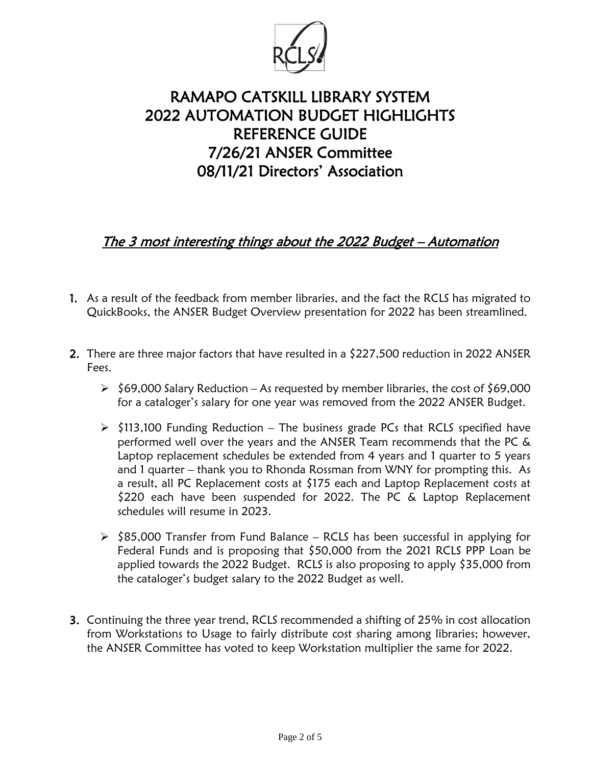# RAMAPO CATSKILL LIBRARY SYSTEM
# 2022 AUTOMATION BUDGET HIGHLIGHTS
# REFERENCE GUIDE
# 7/26/21 ANSER Committee
# 08/11/21 Directors' Association

## *The 3 most interesting things about the 2022 Budget – Automation*

1. As a result of the feedback from member libraries, and the fact the RCLS has migrated to QuickBooks, the ANSER Budget Overview presentation for 2022 has been streamlined.

2. There are three major factors that have resulted in a $227,500 reduction in 2022 ANSER Fees.

   - $69,000 Salary Reduction – As requested by member libraries, the cost of $69,000 for a cataloger's salary for one year was removed from the 2022 ANSER Budget.

   - $113,100 Funding Reduction – The business grade PCs that RCLS specified have performed well over the years and the ANSER Team recommends that the PC & Laptop replacement schedules be extended from 4 years and 1 quarter to 5 years and 1 quarter – thank you to Rhonda Rossman from WNY for prompting this. As a result, all PC Replacement costs at $175 each and Laptop Replacement costs at $220 each have been suspended for 2022. The PC & Laptop Replacement schedules will resume in 2023.

   - $85,000 Transfer from Fund Balance – RCLS has been successful in applying for Federal Funds and is proposing that $50,000 from the 2021 RCLS PPP Loan be applied towards the 2022 Budget. RCLS is also proposing to apply $35,000 from the cataloger's budget salary to the 2022 Budget as well.

3. Continuing the three year trend, RCLS recommended a shifting of 25% in cost allocation from Workstations to Usage to fairly distribute cost sharing among libraries; however, the ANSER Committee has voted to keep Workstation multiplier the same for 2022.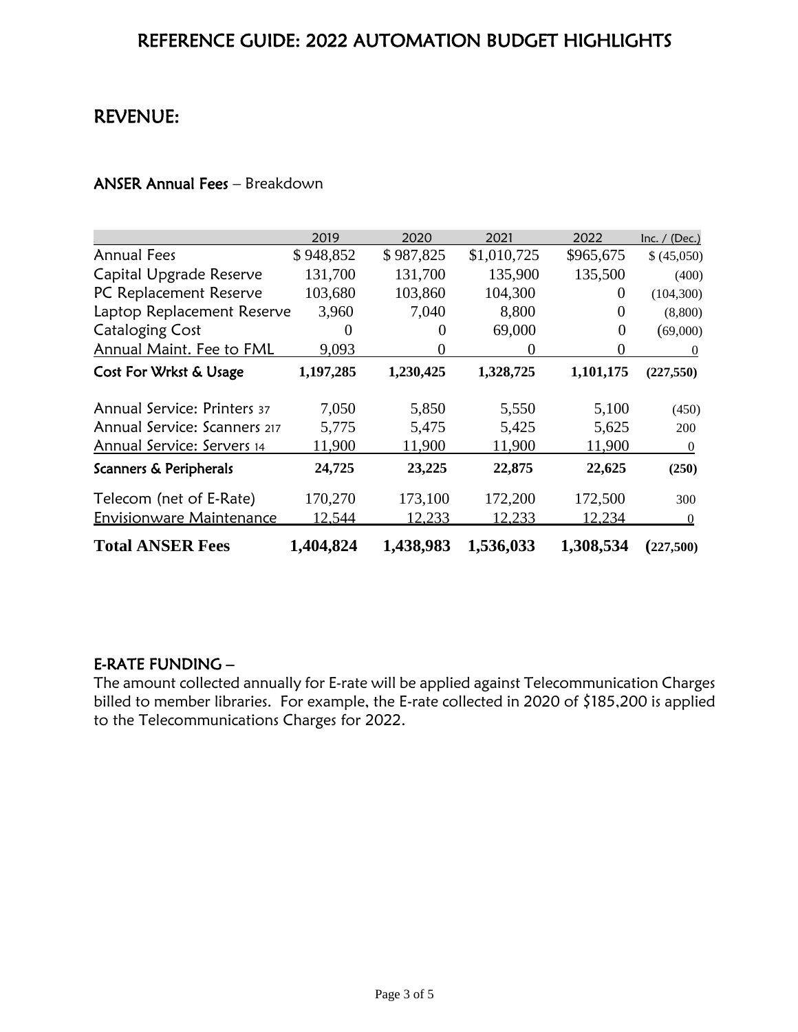# REFERENCE GUIDE: 2022 AUTOMATION BUDGET HIGHLIGHTS

## REVENUE:

### ANSER Annual Fees – Breakdown

| | 2019 | 2020 | 2021 | 2022 | Inc. / (Dec.) |
|---|---|---|---|---|---|
| Annual Fees | $ 948,852 | $ 987,825 | $1,010,725 | $965,675 | $ (45,050) |
| Capital Upgrade Reserve | 131,700 | 131,700 | 135,900 | 135,500 | (400) |
| PC Replacement Reserve | 103,680 | 103,860 | 104,300 | 0 | (104,300) |
| Laptop Replacement Reserve | 3,960 | 7,040 | 8,800 | 0 | (8,800) |
| Cataloging Cost | 0 | 0 | 69,000 | 0 | (69,000) |
| Annual Maint. Fee to FML | 9,093 | 0 | 0 | 0 | 0 |
| **Cost For Wrkst & Usage** | **1,197,285** | **1,230,425** | **1,328,725** | **1,101,175** | **(227,550)** |
| Annual Service: Printers 37 | 7,050 | 5,850 | 5,550 | 5,100 | (450) |
| Annual Service: Scanners 217 | 5,775 | 5,475 | 5,425 | 5,625 | 200 |
| Annual Service: Servers 14 | 11,900 | 11,900 | 11,900 | 11,900 | 0 |
| **Scanners & Peripherals** | **24,725** | **23,225** | **22,875** | **22,625** | **(250)** |
| Telecom (net of E-Rate) | 170,270 | 173,100 | 172,200 | 172,500 | 300 |
| Envisionware Maintenance | 12,544 | 12,233 | 12,233 | 12,234 | 0 |
| **Total ANSER Fees** | **1,404,824** | **1,438,983** | **1,536,033** | **1,308,534** | **(227,500)** |

### E-RATE FUNDING –

The amount collected annually for E-rate will be applied against Telecommunication Charges billed to member libraries. For example, the E-rate collected in 2020 of $185,200 is applied to the Telecommunications Charges for 2022.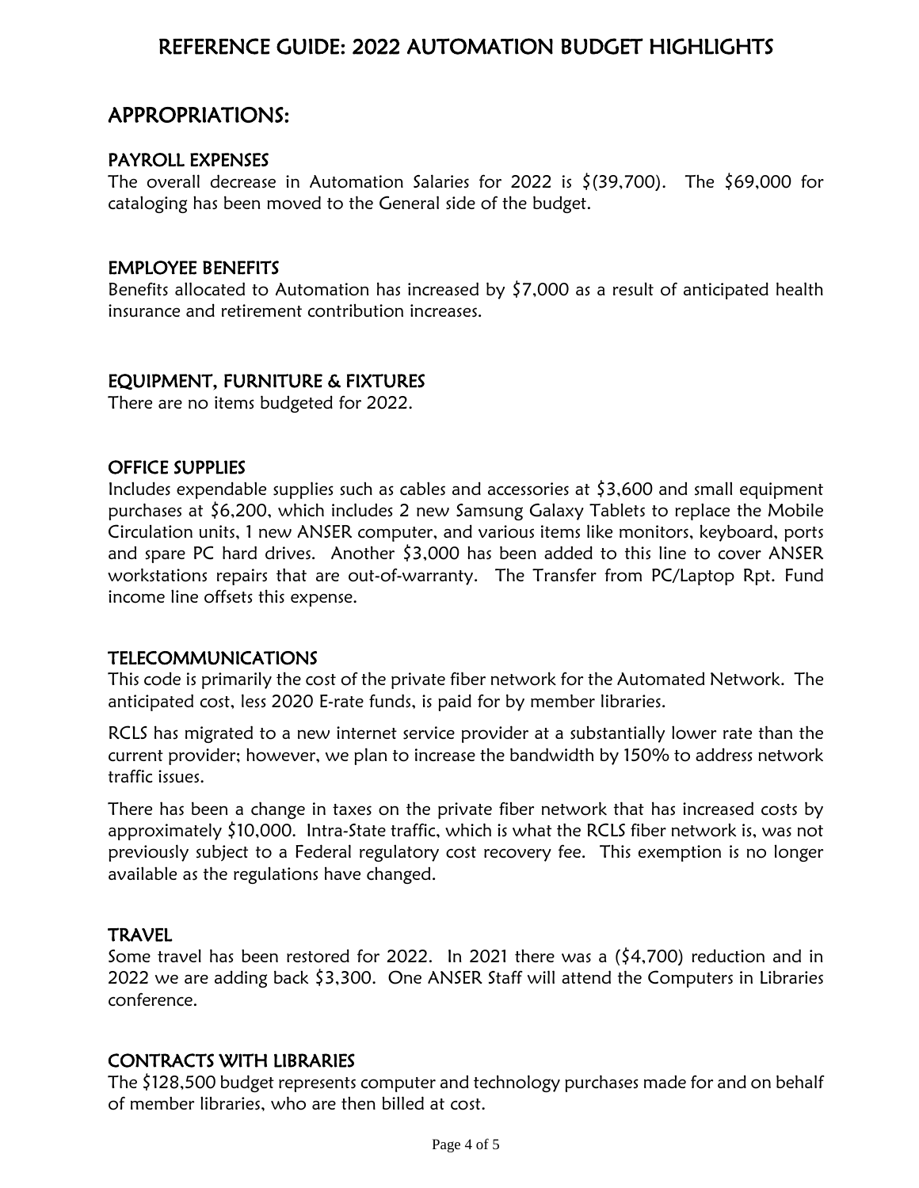# REFERENCE GUIDE: 2022 AUTOMATION BUDGET HIGHLIGHTS

## APPROPRIATIONS:

### PAYROLL EXPENSES

The overall decrease in Automation Salaries for 2022 is $(39,700). The $69,000 for cataloging has been moved to the General side of the budget.

### EMPLOYEE BENEFITS

Benefits allocated to Automation has increased by $7,000 as a result of anticipated health insurance and retirement contribution increases.

### EQUIPMENT, FURNITURE & FIXTURES

There are no items budgeted for 2022.

### OFFICE SUPPLIES

Includes expendable supplies such as cables and accessories at $3,600 and small equipment purchases at $6,200, which includes 2 new Samsung Galaxy Tablets to replace the Mobile Circulation units, 1 new ANSER computer, and various items like monitors, keyboard, ports and spare PC hard drives. Another $3,000 has been added to this line to cover ANSER workstations repairs that are out-of-warranty. The Transfer from PC/Laptop Rpt. Fund income line offsets this expense.

### TELECOMMUNICATIONS

This code is primarily the cost of the private fiber network for the Automated Network. The anticipated cost, less 2020 E-rate funds, is paid for by member libraries.

RCLS has migrated to a new internet service provider at a substantially lower rate than the current provider; however, we plan to increase the bandwidth by 150% to address network traffic issues.

There has been a change in taxes on the private fiber network that has increased costs by approximately $10,000. Intra-State traffic, which is what the RCLS fiber network is, was not previously subject to a Federal regulatory cost recovery fee. This exemption is no longer available as the regulations have changed.

### TRAVEL

Some travel has been restored for 2022. In 2021 there was a ($4,700) reduction and in 2022 we are adding back $3,300. One ANSER Staff will attend the Computers in Libraries conference.

### CONTRACTS WITH LIBRARIES

The $128,500 budget represents computer and technology purchases made for and on behalf of member libraries, who are then billed at cost.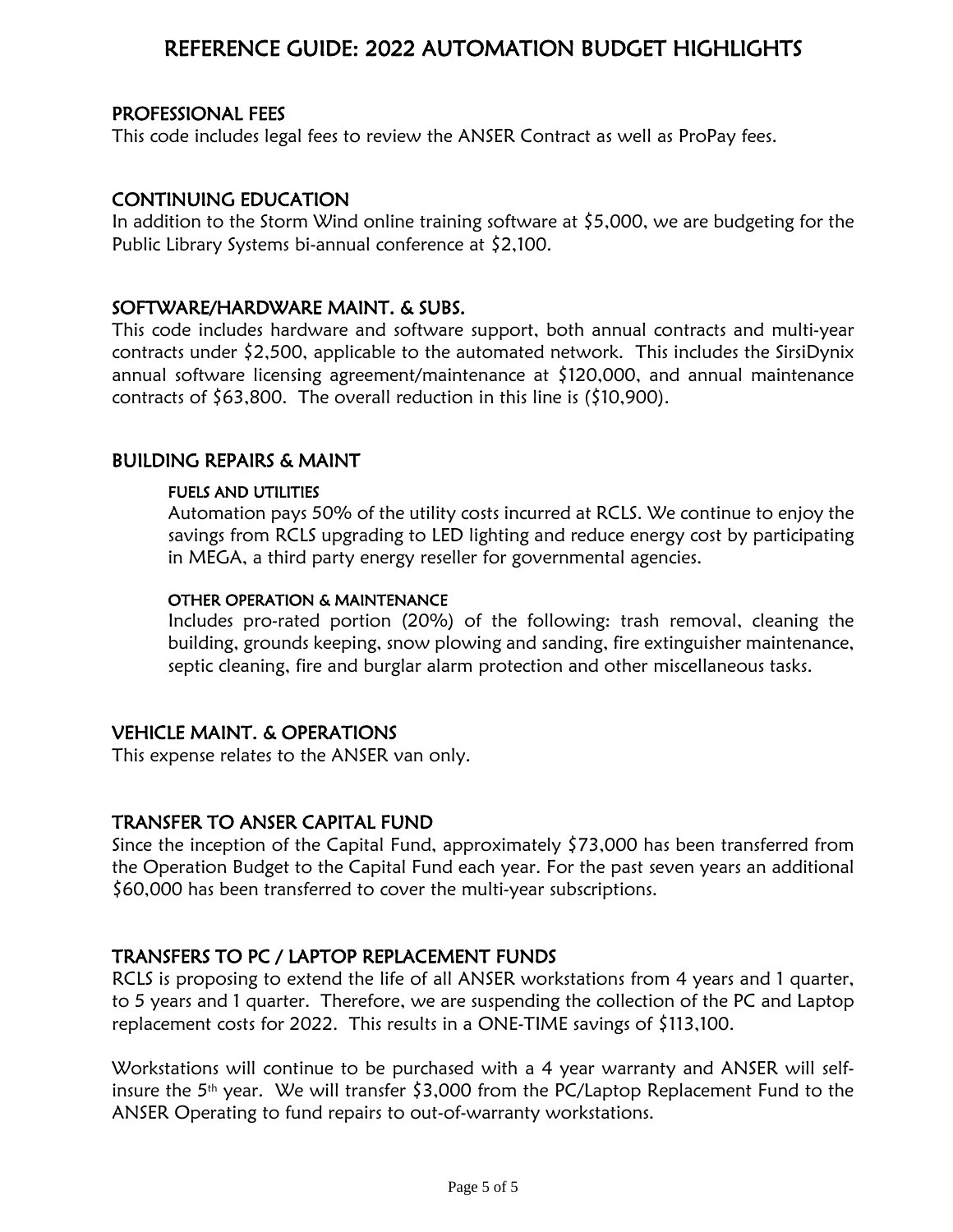# REFERENCE GUIDE: 2022 AUTOMATION BUDGET HIGHLIGHTS

## PROFESSIONAL FEES

This code includes legal fees to review the ANSER Contract as well as ProPay fees.

## CONTINUING EDUCATION

In addition to the Storm Wind online training software at $5,000, we are budgeting for the Public Library Systems bi-annual conference at $2,100.

## SOFTWARE/HARDWARE MAINT. & SUBS.

This code includes hardware and software support, both annual contracts and multi-year contracts under $2,500, applicable to the automated network. This includes the SirsiDynix annual software licensing agreement/maintenance at $120,000, and annual maintenance contracts of $63,800. The overall reduction in this line is ($10,900).

## BUILDING REPAIRS & MAINT

### FUELS AND UTILITIES

Automation pays 50% of the utility costs incurred at RCLS. We continue to enjoy the savings from RCLS upgrading to LED lighting and reduce energy cost by participating in MEGA, a third party energy reseller for governmental agencies.

### OTHER OPERATION & MAINTENANCE

Includes pro-rated portion (20%) of the following: trash removal, cleaning the building, grounds keeping, snow plowing and sanding, fire extinguisher maintenance, septic cleaning, fire and burglar alarm protection and other miscellaneous tasks.

## VEHICLE MAINT. & OPERATIONS

This expense relates to the ANSER van only.

## TRANSFER TO ANSER CAPITAL FUND

Since the inception of the Capital Fund, approximately $73,000 has been transferred from the Operation Budget to the Capital Fund each year. For the past seven years an additional $60,000 has been transferred to cover the multi-year subscriptions.

## TRANSFERS TO PC / LAPTOP REPLACEMENT FUNDS

RCLS is proposing to extend the life of all ANSER workstations from 4 years and 1 quarter, to 5 years and 1 quarter. Therefore, we are suspending the collection of the PC and Laptop replacement costs for 2022. This results in a ONE-TIME savings of $113,100.

Workstations will continue to be purchased with a 4 year warranty and ANSER will self-insure the 5th year. We will transfer $3,000 from the PC/Laptop Replacement Fund to the ANSER Operating to fund repairs to out-of-warranty workstations.